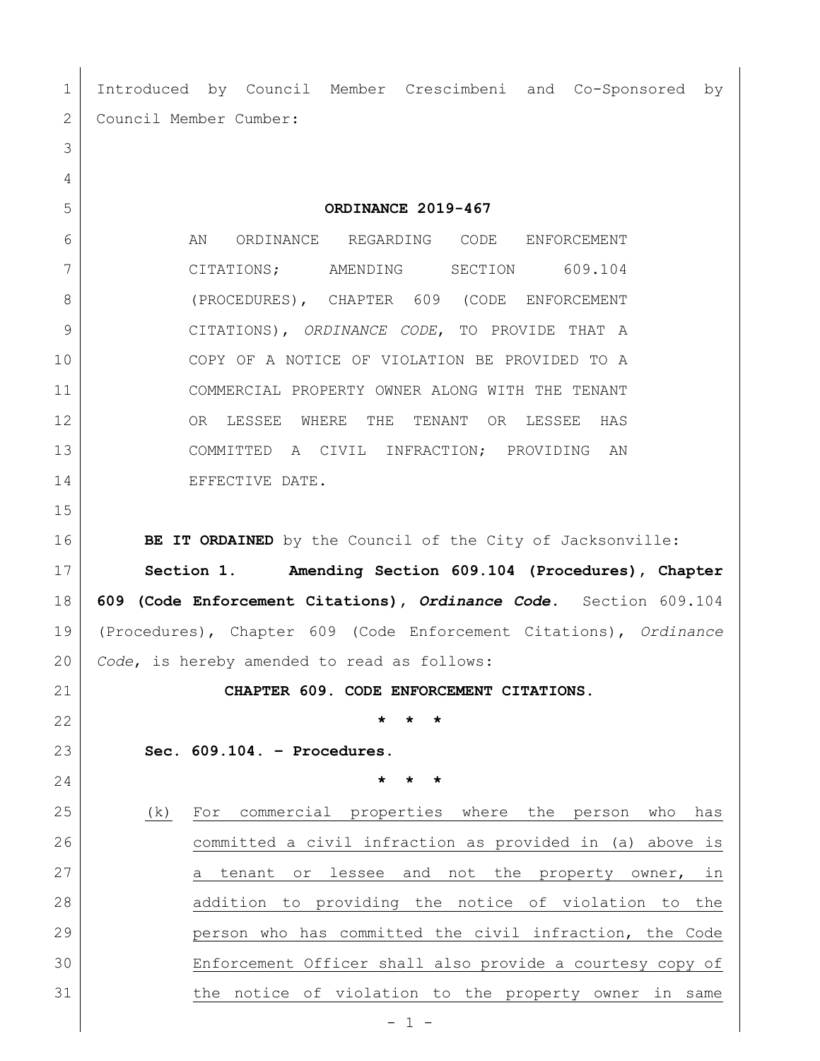Introduced by Council Member Crescimbeni and Co-Sponsored by Council Member Cumber:

**ORDINANCE 2019-467**

AN ORDINANCE REGARDING CODE ENFORCEMENT CITATIONS; AMENDING SECTION 609.104 (PROCEDURES), CHAPTER 609 (CODE ENFORCEMENT CITATIONS), *ORDINANCE CODE*, TO PROVIDE THAT A COPY OF A NOTICE OF VIOLATION BE PROVIDED TO A COMMERCIAL PROPERTY OWNER ALONG WITH THE TENANT OR LESSEE WHERE THE TENANT OR LESSEE HAS COMMITTED A CIVIL INFRACTION; PROVIDING AN EFFECTIVE DATE.

**BE IT ORDAINED** by the Council of the City of Jacksonville:

**Section 1. Amending Section 609.104 (Procedures), Chapter 609 (Code Enforcement Citations), *Ordinance Code*.** Section 609.104 (Procedures), Chapter 609 (Code Enforcement Citations), *Ordinance Code*, is hereby amended to read as follows:

**CHAPTER 609. CODE ENFORCEMENT CITATIONS.**

**\* \* \***

**Sec. 609.104. – Procedures.**

**\* \* \***

<u>(k) For commercial properties where the person who has committed a civil infraction as provided in (a) above is a tenant or lessee and not the property owner, in addition to providing the notice of violation to the person who has committed the civil infraction, the Code Enforcement Officer shall also provide a courtesy copy of the notice of violation to the property owner in same</u>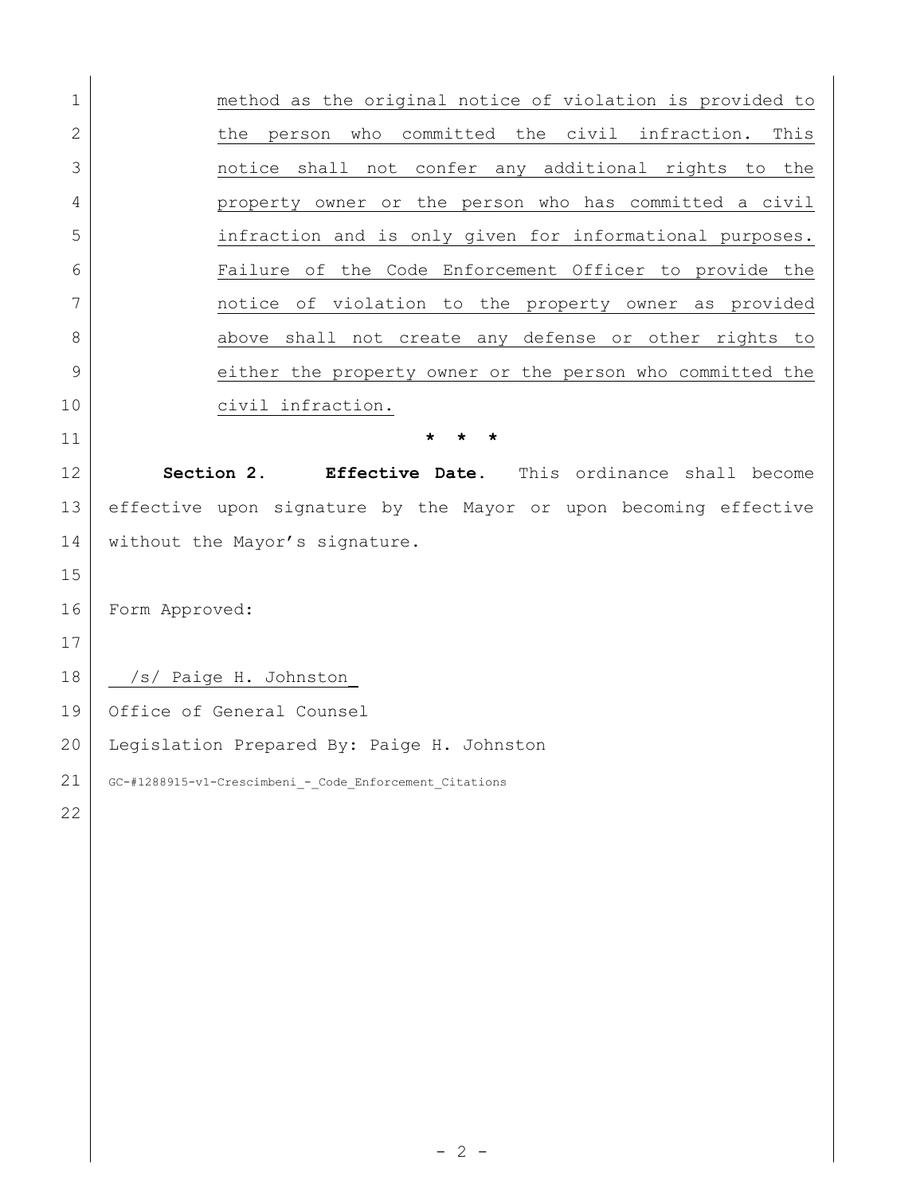method as the original notice of violation is provided to the person who committed the civil infraction. This notice shall not confer any additional rights to the property owner or the person who has committed a civil infraction and is only given for informational purposes. Failure of the Code Enforcement Officer to provide the notice of violation to the property owner as provided above shall not create any defense or other rights to either the property owner or the person who committed the civil infraction.

\* \* \*

**Section 2. Effective Date.** This ordinance shall become effective upon signature by the Mayor or upon becoming effective without the Mayor's signature.

Form Approved:

/s/ Paige H. Johnston

Office of General Counsel

Legislation Prepared By: Paige H. Johnston

GC-#1288915-v1-Crescimbeni_-_Code_Enforcement_Citations